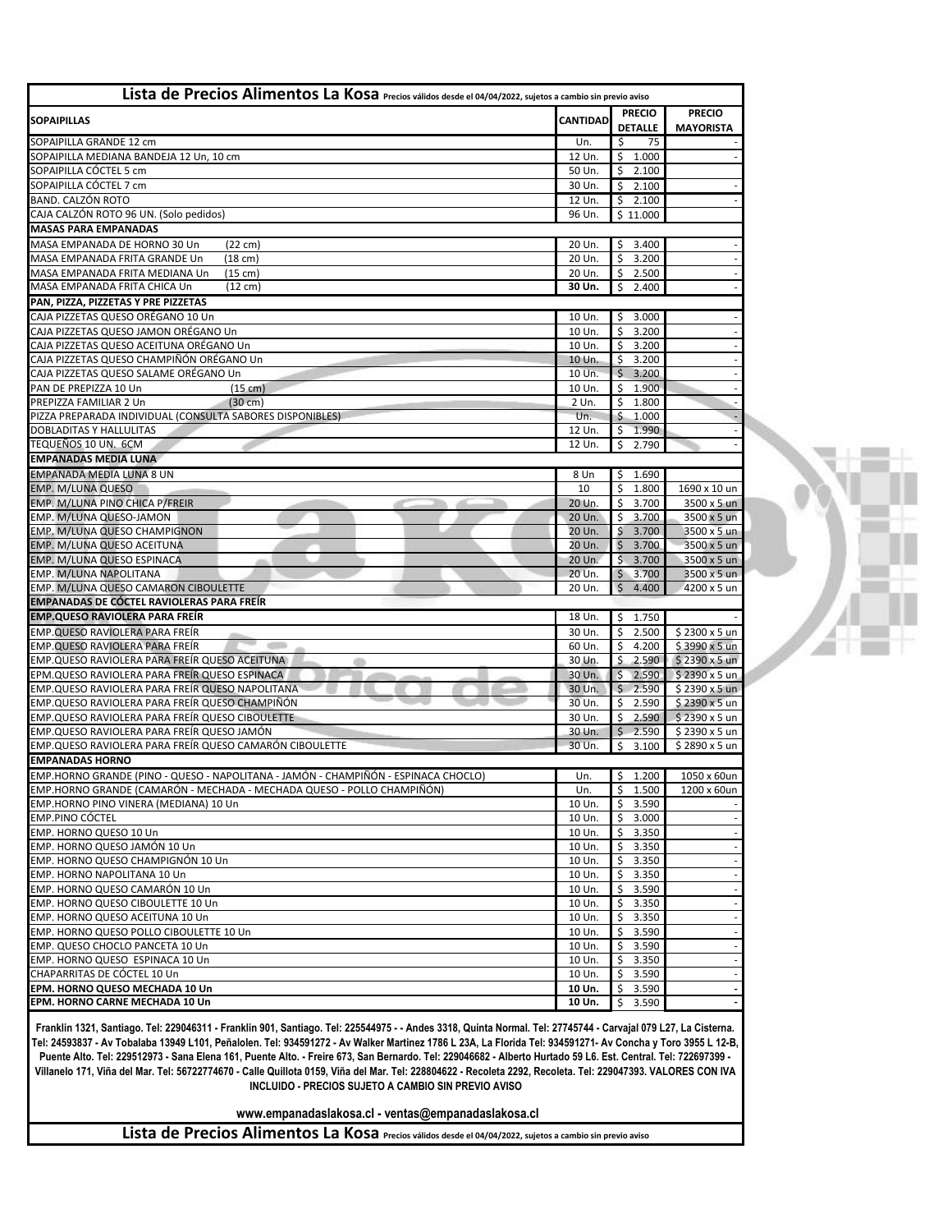# Lista de Precios Alimentos La Kosa

Precios válidos desde el 04/04/2022, sujetos a cambio sin previo aviso

| SOPAIPILLAS | CANTIDAD | PRECIO DETALLE | PRECIO MAYORISTA |
|---|---|---|---|
| SOPAIPILLA GRANDE 12 cm | Un. | $ 75 | - |
| SOPAIPILLA MEDIANA BANDEJA 12 Un, 10 cm | 12 Un. | $ 1.000 | - |
| SOPAIPILLA CÓCTEL 5 cm | 50 Un. | $ 2.100 | |
| SOPAIPILLA CÓCTEL 7 cm | 30 Un. | $ 2.100 | - |
| BAND. CALZÓN ROTO | 12 Un. | $ 2.100 | - |
| CAJA CALZÓN ROTO 96 UN. (Solo pedidos) | 96 Un. | $ 11.000 | |
| **MASAS PARA EMPANADAS** | | | |
| MASA EMPANADA DE HORNO 30 Un (22 cm) | 20 Un. | $ 3.400 | - |
| MASA EMPANADA FRITA GRANDE Un (18 cm) | 20 Un. | $ 3.200 | - |
| MASA EMPANADA FRITA MEDIANA Un (15 cm) | 20 Un. | $ 2.500 | - |
| MASA EMPANADA FRITA CHICA Un (12 cm) | **30 Un.** | $ 2.400 | - |
| **PAN, PIZZA, PIZZETAS Y PRE PIZZETAS** | | | |
| CAJA PIZZETAS QUESO ORÉGANO 10 Un | 10 Un. | $ 3.000 | - |
| CAJA PIZZETAS QUESO JAMON ORÉGANO Un | 10 Un. | $ 3.200 | - |
| CAJA PIZZETAS QUESO ACEITUNA ORÉGANO Un | 10 Un. | $ 3.200 | - |
| CAJA PIZZETAS QUESO CHAMPIÑÓN ORÉGANO Un | 10 Un. | $ 3.200 | - |
| CAJA PIZZETAS QUESO SALAME ORÉGANO Un | 10 Un. | $ 3.200 | - |
| PAN DE PREPIZZA 10 Un (15 cm) | 10 Un. | $ 1.900 | - |
| PREPIZZA FAMILIAR 2 Un (30 cm) | 2 Un. | $ 1.800 | - |
| PIZZA PREPARADA INDIVIDUAL (CONSULTA SABORES DISPONIBLES) | Un. | $ 1.000 | - |
| DOBLADITAS Y HALLULITAS | 12 Un. | $ 1.990 | - |
| TEQUEÑOS 10 UN. 6CM | 12 Un. | $ 2.790 | - |
| **EMPANADAS MEDIA LUNA** | | | |
| EMPANADA MEDIA LUNA 8 UN | 8 Un | $ 1.690 | |
| EMP. M/LUNA QUESO | 10 | $ 1.800 | 1690 x 10 un |
| EMP. M/LUNA PINO CHICA P/FREIR | 20 Un. | $ 3.700 | 3500 x 5 un |
| EMP. M/LUNA QUESO-JAMON | 20 Un. | $ 3.700 | 3500 x 5 un |
| EMP. M/LUNA QUESO CHAMPIGNON | 20 Un. | $ 3.700 | 3500 x 5 un |
| EMP. M/LUNA QUESO ACEITUNA | 20 Un. | $ 3.700 | 3500 x 5 un |
| EMP. M/LUNA QUESO ESPINACA | 20 Un. | $ 3.700 | 3500 x 5 un |
| EMP. M/LUNA NAPOLITANA | 20 Un. | $ 3.700 | 3500 x 5 un |
| EMP. M/LUNA QUESO CAMARON CIBOULETTE | 20 Un. | $ 4.400 | 4200 x 5 un |
| **EMPANADAS DE CÓCTEL RAVIOLERAS PARA FREÍR** | | | |
| **EMP.QUESO RAVIOLERA PARA FREÍR** | 18 Un. | $ 1.750 | - |
| EMP.QUESO RAVIOLERA PARA FREÍR | 30 Un. | $ 2.500 | $ 2300 x 5 un |
| EMP.QUESO RAVIOLERA PARA FREÍR | 60 Un. | $ 4.200 | $ 3990 x 5 un |
| EMP.QUESO RAVIOLERA PARA FREÍR QUESO ACEITUNA | 30 Un. | $ 2.590 | $ 2390 x 5 un |
| EPM.QUESO RAVIOLERA PARA FREÍR QUESO ESPINACA | 30 Un. | $ 2.590 | $ 2390 x 5 un |
| EMP.QUESO RAVIOLERA PARA FREÍR QUESO NAPOLITANA | 30 Un. | $ 2.590 | $ 2390 x 5 un |
| EMP.QUESO RAVIOLERA PARA FREÍR QUESO CHAMPIÑÓN | 30 Un. | $ 2.590 | $ 2390 x 5 un |
| EMP.QUESO RAVIOLERA PARA FREÍR QUESO CIBOULETTE | 30 Un. | $ 2.590 | $ 2390 x 5 un |
| EMP.QUESO RAVIOLERA PARA FREÍR QUESO JAMÓN | 30 Un. | $ 2.590 | $ 2390 x 5 un |
| EMP.QUESO RAVIOLERA PARA FREÍR QUESO CAMARÓN CIBOULETTE | 30 Un. | $ 3.100 | $ 2890 x 5 un |
| **EMPANADAS HORNO** | | | |
| EMP.HORNO GRANDE (PINO - QUESO - NAPOLITANA - JAMÓN - CHAMPIÑÓN - ESPINACA CHOCLO) | Un. | $ 1.200 | 1050 x 60un |
| EMP.HORNO GRANDE (CAMARÓN - MECHADA - MECHADA QUESO - POLLO CHAMPIÑÓN) | Un. | $ 1.500 | 1200 x 60un |
| EMP.HORNO PINO VINERA (MEDIANA) 10 Un | 10 Un. | $ 3.590 | - |
| EMP.PINO CÓCTEL | 10 Un. | $ 3.000 | - |
| EMP. HORNO QUESO 10 Un | 10 Un. | $ 3.350 | - |
| EMP. HORNO QUESO JAMÓN 10 Un | 10 Un. | $ 3.350 | - |
| EMP. HORNO QUESO CHAMPIGNÓN 10 Un | 10 Un. | $ 3.350 | - |
| EMP. HORNO NAPOLITANA 10 Un | 10 Un. | $ 3.350 | - |
| EMP. HORNO QUESO CAMARÓN 10 Un | 10 Un. | $ 3.590 | - |
| EMP. HORNO QUESO CIBOULETTE 10 Un | 10 Un. | $ 3.350 | - |
| EMP. HORNO QUESO ACEITUNA 10 Un | 10 Un. | $ 3.350 | - |
| EMP. HORNO QUESO POLLO CIBOULETTE 10 Un | 10 Un. | $ 3.590 | - |
| EMP. QUESO CHOCLO PANCETA 10 Un | 10 Un. | $ 3.590 | - |
| EMP. HORNO QUESO ESPINACA 10 Un | 10 Un. | $ 3.350 | - |
| CHAPARRITAS DE CÓCTEL 10 Un | 10 Un. | $ 3.590 | - |
| **EPM. HORNO QUESO MECHADA 10 Un** | **10 Un.** | $ 3.590 | - |
| **EPM. HORNO CARNE MECHADA 10 Un** | **10 Un.** | $ 3.590 | - |

**Franklin 1321, Santiago. Tel: 229046311 - Franklin 901, Santiago. Tel: 225544975 - - Andes 3318, Quinta Normal. Tel: 27745744 - Carvajal 079 L27, La Cisterna. Tel: 24593837 - Av Tobalaba 13949 L101, Peñalolen. Tel: 934591272 - Av Walker Martinez 1786 L 23A, La Florida Tel: 934591271- Av Concha y Toro 3955 L 12-B, Puente Alto. Tel: 229512973 - Sana Elena 161, Puente Alto. - Freire 673, San Bernardo. Tel: 229046682 - Alberto Hurtado 59 L6. Est. Central. Tel: 722697399 - Villanelo 171, Viña del Mar. Tel: 56722774670 - Calle Quillota 0159, Viña del Mar. Tel: 228804622 - Recoleta 2292, Recoleta. Tel: 229047393. VALORES CON IVA INCLUIDO - PRECIOS SUJETO A CAMBIO SIN PREVIO AVISO**

**www.empanadaslakosa.cl - ventas@empanadaslakosa.cl**

**Lista de Precios Alimentos La Kosa** Precios válidos desde el 04/04/2022, sujetos a cambio sin previo aviso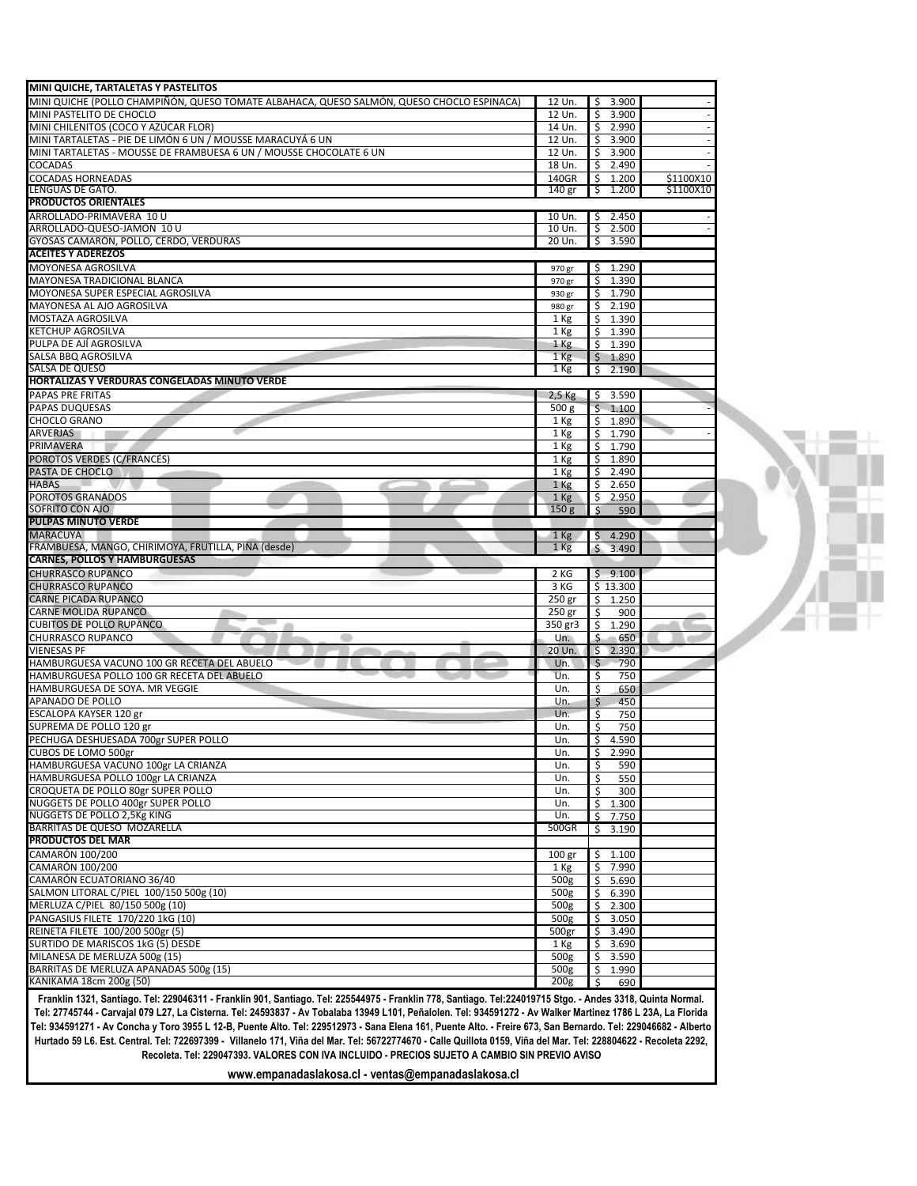| | | | |
|---|---|---|---|
| **MINI QUICHE, TARTALETAS Y PASTELITOS** | | | |
| MINI QUICHE (POLLO CHAMPIÑÓN, QUESO TOMATE ALBAHACA, QUESO SALMÓN, QUESO CHOCLO ESPINACA) | 12 Un. | $ 3.900 | - |
| MINI PASTELITO DE CHOCLO | 12 Un. | $ 3.900 | - |
| MINI CHILENITOS (COCO Y AZÚCAR FLOR) | 14 Un. | $ 2.990 | - |
| MINI TARTALETAS - PIE DE LIMÓN 6 UN / MOUSSE MARACUYÁ 6 UN | 12 Un. | $ 3.900 | - |
| MINI TARTALETAS - MOUSSE DE FRAMBUESA 6 UN / MOUSSE CHOCOLATE 6 UN | 12 Un. | $ 3.900 | - |
| COCADAS | 18 Un. | $ 2.490 | - |
| COCADAS HORNEADAS | 140GR | $ 1.200 | $1100X10 |
| LENGUAS DE GATO. | 140 gr | $ 1.200 | $1100X10 |
| **PRODUCTOS ORIENTALES** | | | |
| ARROLLADO-PRIMAVERA 10 U | 10 Un. | $ 2.450 | - |
| ARROLLADO-QUESO-JAMON 10 U | 10 Un. | $ 2.500 | - |
| GYOSAS CAMARÓN, POLLO, CERDO, VERDURAS | 20 Un. | $ 3.590 | |
| **ACEITES Y ADEREZOS** | | | |
| MOYONESA AGROSILVA | 970 gr | $ 1.290 | |
| MAYONESA TRADICIONAL BLANCA | 970 gr | $ 1.390 | |
| MOYONESA SUPER ESPECIAL AGROSILVA | 930 gr | $ 1.790 | |
| MAYONESA AL AJO AGROSILVA | 980 gr | $ 2.190 | |
| MOSTAZA AGROSILVA | 1 Kg | $ 1.390 | |
| KETCHUP AGROSILVA | 1 Kg | $ 1.390 | |
| PULPA DE AJÍ AGROSILVA | 1 Kg | $ 1.390 | |
| SALSA BBQ AGROSILVA | 1 Kg | $ 1.890 | |
| SALSA DE QUESO | 1 Kg | $ 2.190 | |
| **HORTALIZAS Y VERDURAS CONGELADAS MINUTO VERDE** | | | |
| PAPAS PRE FRITAS | 2,5 Kg | $ 3.590 | |
| PAPAS DUQUESAS | 500 g | $ 1.100 | - |
| CHOCLO GRANO | 1 Kg | $ 1.890 | |
| ARVERJAS | 1 Kg | $ 1.790 | - |
| PRIMAVERA | 1 Kg | $ 1.790 | |
| POROTOS VERDES (C/FRANCÉS) | 1 Kg | $ 1.890 | |
| PASTA DE CHOCLO | 1 Kg | $ 2.490 | |
| HABAS | 1 Kg | $ 2.650 | |
| POROTOS GRANADOS | 1 Kg | $ 2.950 | |
| SOFRITO CON AJO | 150 g | $ 590 | |
| **PULPAS MINUTO VERDE** | | | |
| MARACUYA | 1 Kg | $ 4.290 | |
| FRAMBUESA, MANGO, CHIRIMOYA, FRUTILLA, PIÑA (desde) | 1 Kg | $ 3.490 | |
| **CARNES, POLLOS Y HAMBURGUESAS** | | | |
| CHURRASCO RUPANCO | 2 KG | $ 9.100 | |
| CHURRASCO RUPANCO | 3 KG | $ 13.300 | |
| CARNE PICADA RUPANCO | 250 gr | $ 1.250 | |
| CARNE MOLIDA RUPANCO | 250 gr | $ 900 | |
| CUBITOS DE POLLO RUPANCO | 350 gr3 | $ 1.290 | |
| CHURRASCO RUPANCO | Un. | $ 650 | |
| VIENESAS PF | 20 Un. | $ 2.390 | |
| HAMBURGUESA VACUNO 100 GR RECETA DEL ABUELO | Un. | $ 790 | |
| HAMBURGUESA POLLO 100 GR RECETA DEL ABUELO | Un. | $ 750 | |
| HAMBURGUESA DE SOYA. MR VEGGIE | Un. | $ 650 | |
| APANADO DE POLLO | Un. | $ 450 | |
| ESCALOPA KAYSER 120 gr | Un. | $ 750 | |
| SUPREMA DE POLLO 120 gr | Un. | $ 750 | |
| PECHUGA DESHUESADA 700gr SUPER POLLO | Un. | $ 4.590 | |
| CUBOS DE LOMO 500gr | Un. | $ 2.990 | |
| HAMBURGUESA VACUNO 100gr LA CRIANZA | Un. | $ 590 | |
| HAMBURGUESA POLLO 100gr LA CRIANZA | Un. | $ 550 | |
| CROQUETA DE POLLO 80gr SUPER POLLO | Un. | $ 300 | |
| NUGGETS DE POLLO 400gr SUPER POLLO | Un. | $ 1.300 | |
| NUGGETS DE POLLO 2,5Kg KING | Un. | $ 7.750 | |
| BARRITAS DE QUESO MOZARELLA | 500GR | $ 3.190 | |
| **PRODUCTOS DEL MAR** | | | |
| CAMARÓN 100/200 | 100 gr | $ 1.100 | |
| CAMARÓN 100/200 | 1 Kg | $ 7.990 | |
| CAMARÓN ECUATORIANO 36/40 | 500g | $ 5.690 | |
| SALMON LITORAL C/PIEL 100/150 500g (10) | 500g | $ 6.390 | |
| MERLUZA C/PIEL 80/150 500g (10) | 500g | $ 2.300 | |
| PANGASIUS FILETE 170/220 1kG (10) | 500g | $ 3.050 | |
| REINETA FILETE 100/200 500gr (5) | 500gr | $ 3.490 | |
| SURTIDO DE MARISCOS 1kG (5) DESDE | 1 Kg | $ 3.690 | |
| MILANESA DE MERLUZA 500g (15) | 500g | $ 3.590 | |
| BARRITAS DE MERLUZA APANADAS 500g (15) | 500g | $ 1.990 | |
| KANIKAMA 18cm 200g (50) | 200g | $ 690 | |

**Franklin 1321, Santiago. Tel: 229046311 - Franklin 901, Santiago. Tel: 225544975 - Franklin 778, Santiago. Tel:224019715 Stgo. - Andes 3318, Quinta Normal. Tel: 27745744 - Carvajal 079 L27, La Cisterna. Tel: 24593837 - Av Tobalaba 13949 L101, Peñalolen. Tel: 934591272 - Av Walker Martinez 1786 L 23A, La Florida Tel: 934591271 - Av Concha y Toro 3955 L 12-B, Puente Alto. Tel: 229512973 - Sana Elena 161, Puente Alto. - Freire 673, San Bernardo. Tel: 229046682 - Alberto Hurtado 59 L6. Est. Central. Tel: 722697399 - Villanelo 171, Viña del Mar. Tel: 56722774670 - Calle Quillota 0159, Viña del Mar. Tel: 228804622 - Recoleta 2292, Recoleta. Tel: 229047393. VALORES CON IVA INCLUIDO - PRECIOS SUJETO A CAMBIO SIN PREVIO AVISO**

**www.empanadaslakosa.cl - ventas@empanadaslakosa.cl**